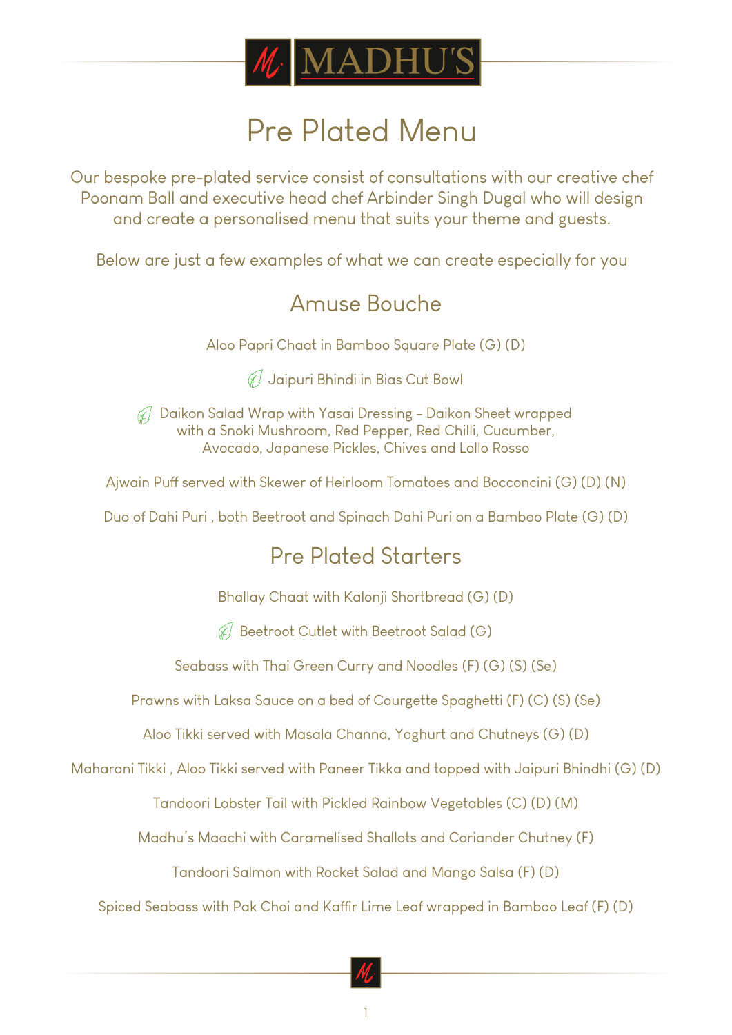# MADHU'S

# Pre Plated Menu

Our bespoke pre-plated service consist of consultations with our creative chef Poonam Ball and executive head chef Arbinder Singh Dugal who will design and create a personalised menu that suits your theme and guests.

Below are just a few examples of what we can create especially for you

## Amuse Bouche

Aloo Papri Chaat in Bamboo Square Plate (G) (D)

Jaipuri Bhindi in Bias Cut Bowl

Daikon Salad Wrap with Yasai Dressing - Daikon Sheet wrapped with a Snoki Mushroom, Red Pepper, Red Chilli, Cucumber, Avocado, Japanese Pickles, Chives and Lollo Rosso

Ajwain Puff served with Skewer of Heirloom Tomatoes and Bocconcini (G) (D) (N)

Duo of Dahi Puri , both Beetroot and Spinach Dahi Puri on a Bamboo Plate (G) (D)

## Pre Plated Starters

Bhallay Chaat with Kalonji Shortbread (G) (D)

Beetroot Cutlet with Beetroot Salad (G)

Seabass with Thai Green Curry and Noodles (F) (G) (S) (Se)

Prawns with Laksa Sauce on a bed of Courgette Spaghetti (F) (C) (S) (Se)

Aloo Tikki served with Masala Channa, Yoghurt and Chutneys (G) (D)

Maharani Tikki , Aloo Tikki served with Paneer Tikka and topped with Jaipuri Bhindi (G) (D)

Tandoori Lobster Tail with Pickled Rainbow Vegetables (C) (D) (M)

Madhu's Maachi with Caramelised Shallots and Coriander Chutney (F)

Tandoori Salmon with Rocket Salad and Mango Salsa (F) (D)

Spiced Seabass with Pak Choi and Kaffir Lime Leaf wrapped in Bamboo Leaf (F) (D)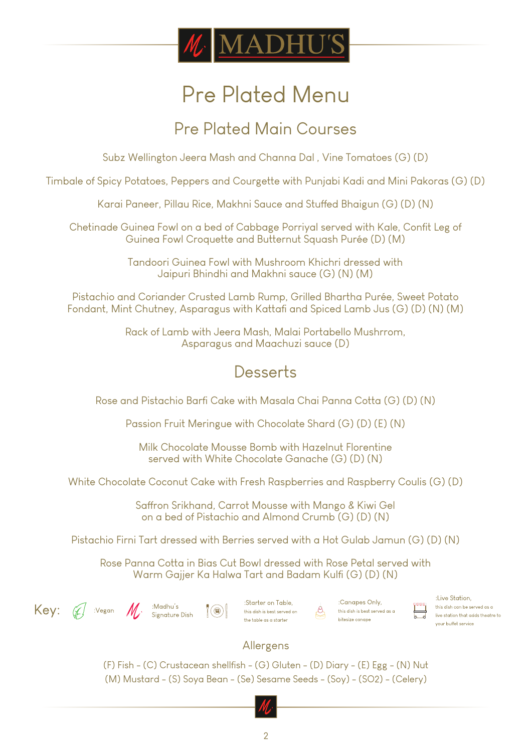# MADHU'S

# Pre Plated Menu

## Pre Plated Main Courses

Subz Wellington Jeera Mash and Channa Dal , Vine Tomatoes (G) (D)

Timbale of Spicy Potatoes, Peppers and Courgette with Punjabi Kadi and Mini Pakoras (G) (D)

Karai Paneer, Pillau Rice, Makhni Sauce and Stuffed Bhaigun (G) (D) (N)

Chetinade Guinea Fowl on a bed of Cabbage Porriyal served with Kale, Confit Leg of Guinea Fowl Croquette and Butternut Squash Purée (D) (M)

Tandoori Guinea Fowl with Mushroom Khichri dressed with Jaipuri Bhindhi and Makhni sauce (G) (N) (M)

Pistachio and Coriander Crusted Lamb Rump, Grilled Bhartha Purée, Sweet Potato Fondant, Mint Chutney, Asparagus with Kattafi and Spiced Lamb Jus (G) (D) (N) (M)

Rack of Lamb with Jeera Mash, Malai Portabello Mushrrom, Asparagus and Maachuzi sauce (D)

## Desserts

Rose and Pistachio Barfi Cake with Masala Chai Panna Cotta (G) (D) (N)

Passion Fruit Meringue with Chocolate Shard (G) (D) (E) (N)

Milk Chocolate Mousse Bomb with Hazelnut Florentine served with White Chocolate Ganache (G) (D) (N)

White Chocolate Coconut Cake with Fresh Raspberries and Raspberry Coulis (G) (D)

Saffron Srikhand, Carrot Mousse with Mango & Kiwi Gel on a bed of Pistachio and Almond Crumb (G) (D) (N)

Pistachio Firni Tart dressed with Berries served with a Hot Gulab Jamun (G) (D) (N)

Rose Panna Cotta in Bias Cut Bowl dressed with Rose Petal served with Warm Gajjer Ka Halwa Tart and Badam Kulfi (G) (D) (N)

Key: :Vegan :Madhu's Signature Dish :Starter on Table, this dish is best served on the table as a starter :Canapes Only, this dish is best served as a bitesize canape :Live Station, this dish can be served as a live station that adds theatre to your buffet service

## Allergens

(F) Fish - (C) Crustacean shellfish - (G) Gluten - (D) Diary - (E) Egg - (N) Nut
(M) Mustard - (S) Soya Bean - (Se) Sesame Seeds - (Soy) - (SO2) - (Celery)